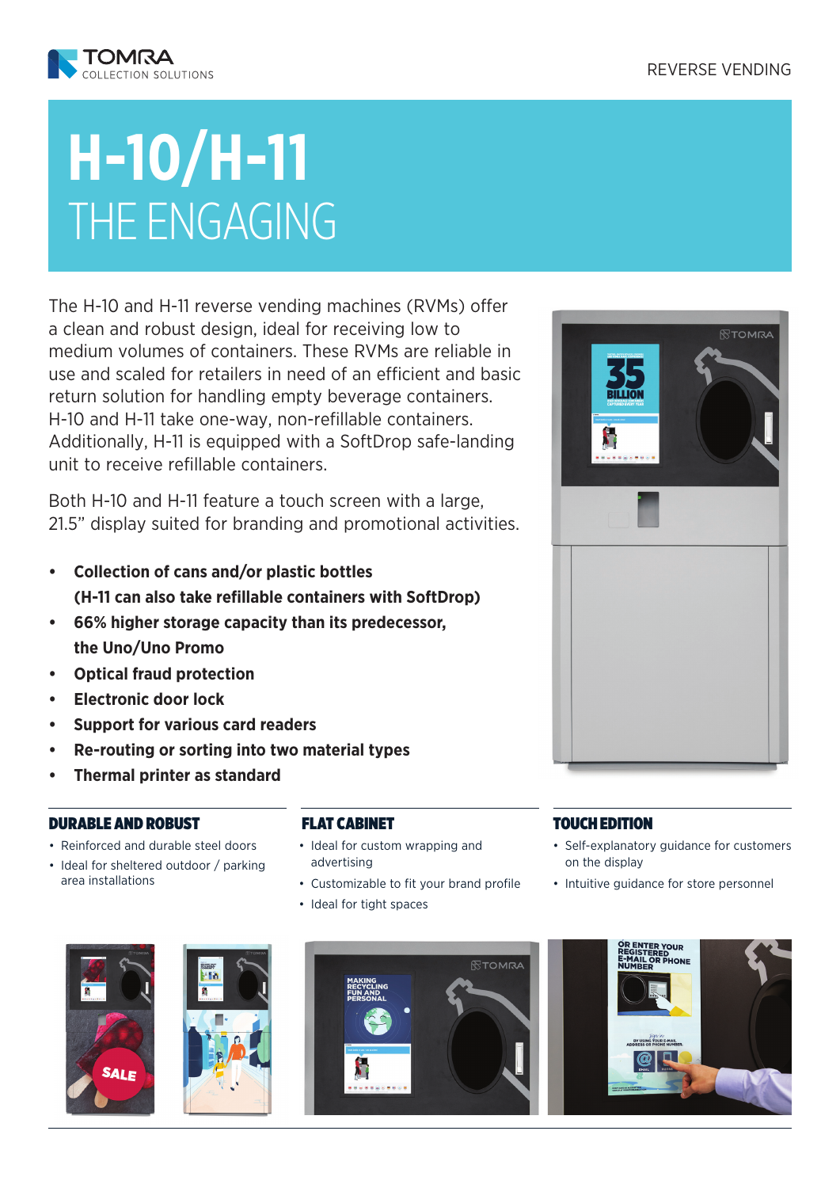TOMRA COLLECTION SOLUTIONS

REVERSE VENDING

# H-10/H-11
## THE ENGAGING

The H-10 and H-11 reverse vending machines (RVMs) offer a clean and robust design, ideal for receiving low to medium volumes of containers. These RVMs are reliable in use and scaled for retailers in need of an efficient and basic return solution for handling empty beverage containers. H-10 and H-11 take one-way, non-refillable containers. Additionally, H-11 is equipped with a SoftDrop safe-landing unit to receive refillable containers.

Both H-10 and H-11 feature a touch screen with a large, 21.5" display suited for branding and promotional activities.

- **Collection of cans and/or plastic bottles (H-11 can also take refillable containers with SoftDrop)**
- **66% higher storage capacity than its predecessor, the Uno/Uno Promo**
- **Optical fraud protection**
- **Electronic door lock**
- **Support for various card readers**
- **Re-routing or sorting into two material types**
- **Thermal printer as standard**

### DURABLE AND ROBUST

- Reinforced and durable steel doors
- Ideal for sheltered outdoor / parking area installations

### FLAT CABINET

- Ideal for custom wrapping and advertising
- Customizable to fit your brand profile
- Ideal for tight spaces

### TOUCH EDITION

- Self-explanatory guidance for customers on the display
- Intuitive guidance for store personnel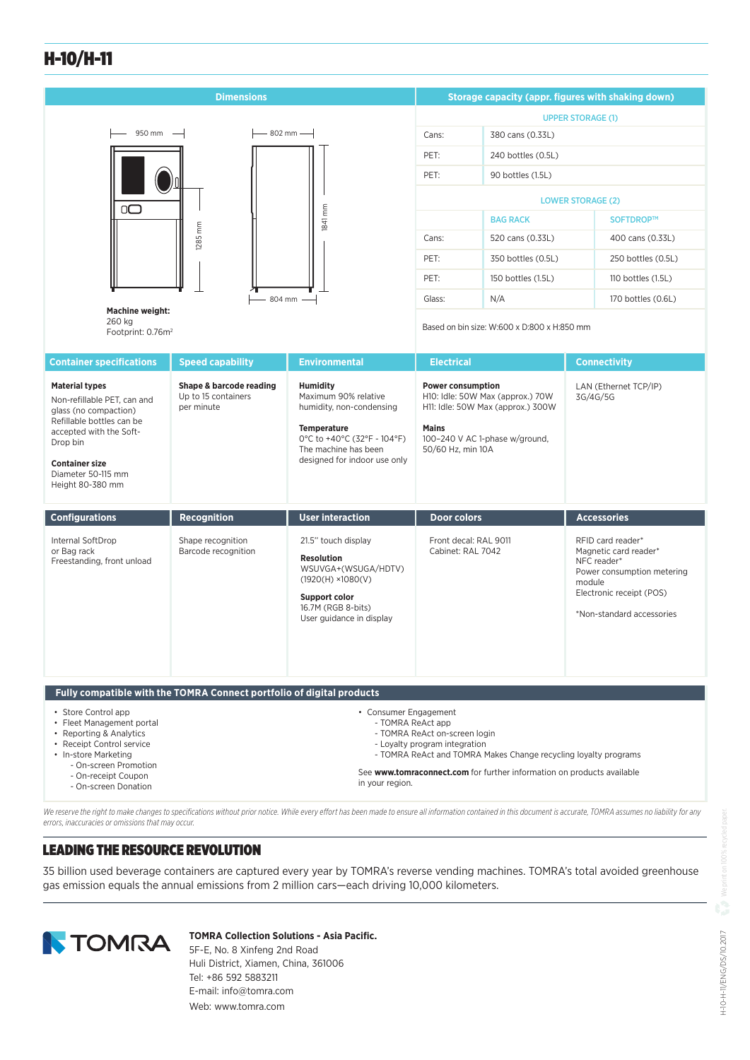# H-10/H-11

## Dimensions

950 mm
802 mm
1285 mm
1841 mm
804 mm

**Machine weight:**
260 kg
Footprint: 0.76m²

## Storage capacity (appr. figures with shaking down)

| UPPER STORAGE (1) | |
|---|---|
| Cans: | 380 cans (0.33L) |
| PET: | 240 bottles (0.5L) |
| PET: | 90 bottles (1.5L) |

| LOWER STORAGE (2) | | |
|---|---|---|
| | BAG RACK | SOFTDROP™ |
| Cans: | 520 cans (0.33L) | 400 cans (0.33L) |
| PET: | 350 bottles (0.5L) | 250 bottles (0.5L) |
| PET: | 150 bottles (1.5L) | 110 bottles (1.5L) |
| Glass: | N/A | 170 bottles (0.6L) |

Based on bin size: W:600 x D:800 x H:850 mm

## Container specifications

**Material types**
Non-refillable PET, can and glass (no compaction)
Refillable bottles can be accepted with the Soft-Drop bin

**Container size**
Diameter 50-115 mm
Height 80-380 mm

## Speed capability

**Shape & barcode reading**
Up to 15 containers per minute

## Environmental

**Humidity**
Maximum 90% relative humidity, non-condensing

**Temperature**
0°C to +40°C (32°F - 104°F)
The machine has been designed for indoor use only

## Electrical

**Power consumption**
H10: Idle: 50W Max (approx.) 70W
H11: Idle: 50W Max (approx.) 300W

**Mains**
100–240 V AC 1-phase w/ground, 50/60 Hz, min 10A

## Connectivity

LAN (Ethernet TCP/IP)
3G/4G/5G

## Configurations

Internal SoftDrop
or Bag rack
Freestanding, front unload

## Recognition

Shape recognition
Barcode recognition

## User interaction

21.5" touch display

**Resolution**
WSUVGA+(WSUGA/HDTV)
(1920(H) ×1080(V)

**Support color**
16.7M (RGB 8-bits)
User guidance in display

## Door colors

Front decal: RAL 9011
Cabinet: RAL 7042

## Accessories

RFID card reader*
Magnetic card reader*
NFC reader*
Power consumption metering module
Electronic receipt (POS)

*Non-standard accessories

## Fully compatible with the TOMRA Connect portfolio of digital products

- Store Control app
- Fleet Management portal
- Reporting & Analytics
- Receipt Control service
- In-store Marketing
  - On-screen Promotion
  - On-receipt Coupon
  - On-screen Donation
- Consumer Engagement
  - TOMRA ReAct app
  - TOMRA ReAct on-screen login
  - Loyalty program integration
  - TOMRA ReAct and TOMRA Makes Change recycling loyalty programs

See **www.tomraconnect.com** for further information on products available in your region.

*We reserve the right to make changes to specifications without prior notice. While every effort has been made to ensure all information contained in this document is accurate, TOMRA assumes no liability for any errors, inaccuracies or omissions that may occur.*

## LEADING THE RESOURCE REVOLUTION

35 billion used beverage containers are captured every year by TOMRA's reverse vending machines. TOMRA's total avoided greenhouse gas emission equals the annual emissions from 2 million cars—each driving 10,000 kilometers.

TOMRA

**TOMRA Collection Solutions - Asia Pacific.**
5F-E, No. 8 Xinfeng 2nd Road
Huli District, Xiamen, China, 361006
Tel: +86 592 5883211
E-mail: info@tomra.com
Web: www.tomra.com

H-10-H-11/ENG/DS/10.2017